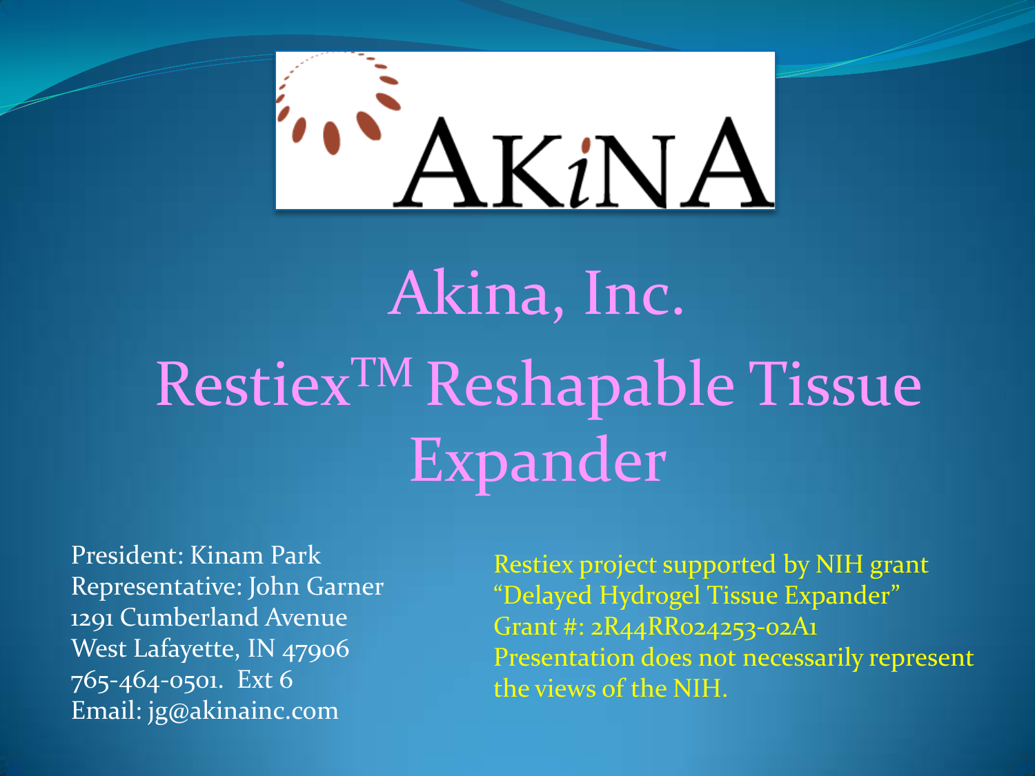AKiNA

# Akina, Inc.

# Restiex$^{TM}$ Reshapable Tissue Expander

President: Kinam Park
Representative: John Garner
1291 Cumberland Avenue
West Lafayette, IN 47906
765-464-0501. Ext 6
Email: jg@akinainc.com

Restiex project supported by NIH grant
"Delayed Hydrogel Tissue Expander"
Grant #: 2R44RR024253-02A1
Presentation does not necessarily represent the views of the NIH.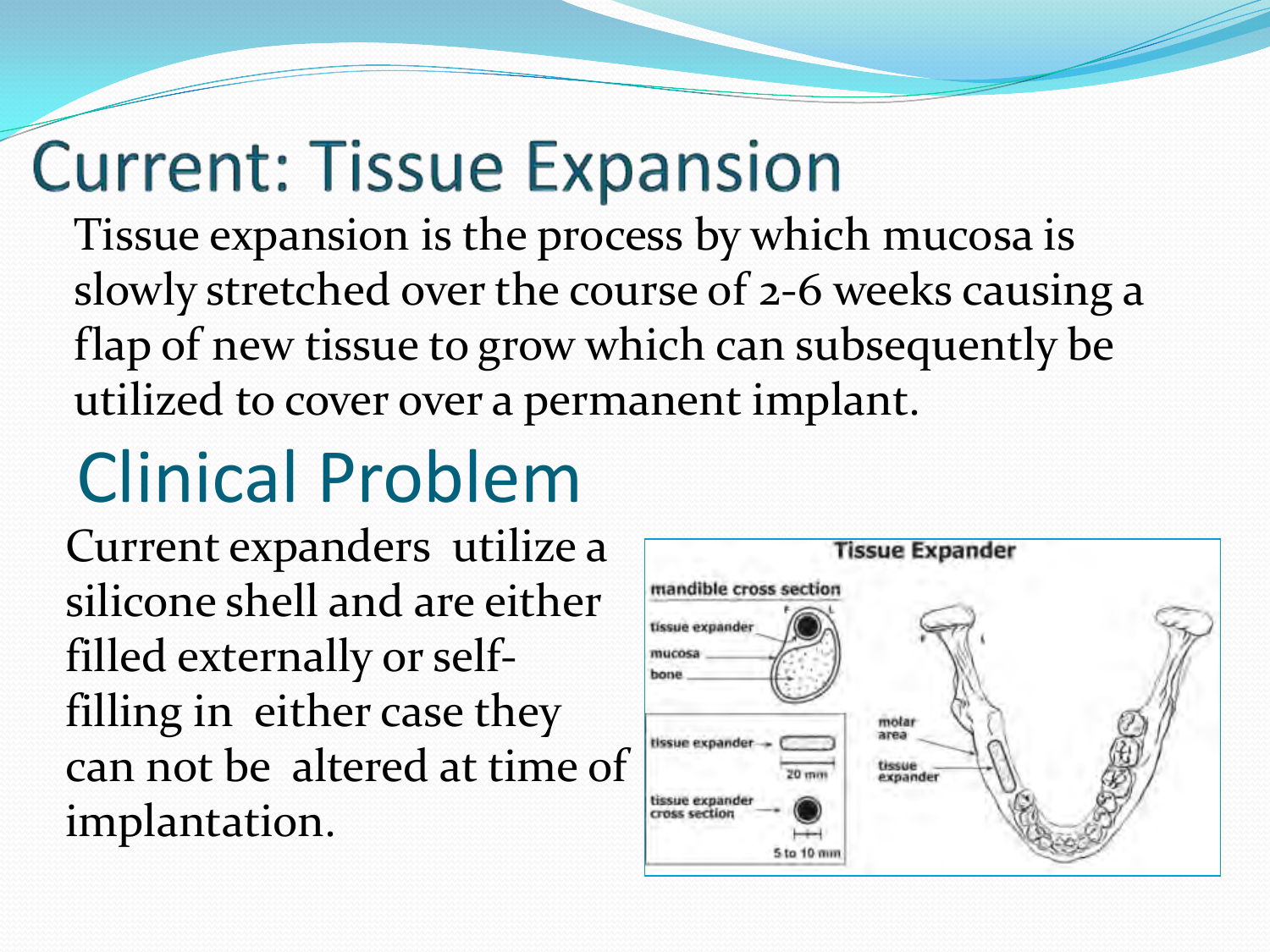# Current: Tissue Expansion

Tissue expansion is the process by which mucosa is slowly stretched over the course of 2-6 weeks causing a flap of new tissue to grow which can subsequently be utilized to cover over a permanent implant.

# Clinical Problem

Current expanders utilize a silicone shell and are either filled externally or self-filling in either case they can not be altered at time of implantation.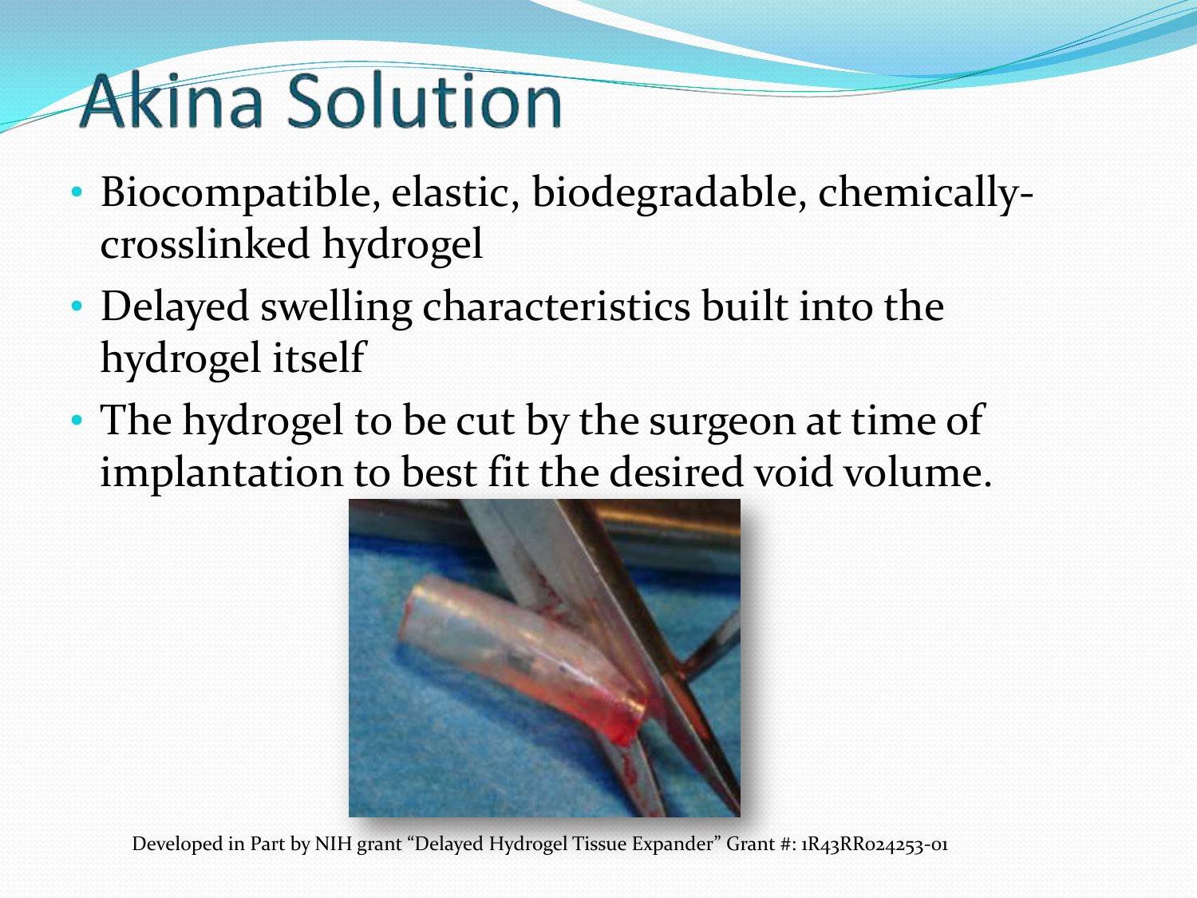# Akina Solution

- Biocompatible, elastic, biodegradable, chemically-crosslinked hydrogel
- Delayed swelling characteristics built into the hydrogel itself
- The hydrogel to be cut by the surgeon at time of implantation to best fit the desired void volume.

Developed in Part by NIH grant "Delayed Hydrogel Tissue Expander" Grant #: 1R43RR024253-01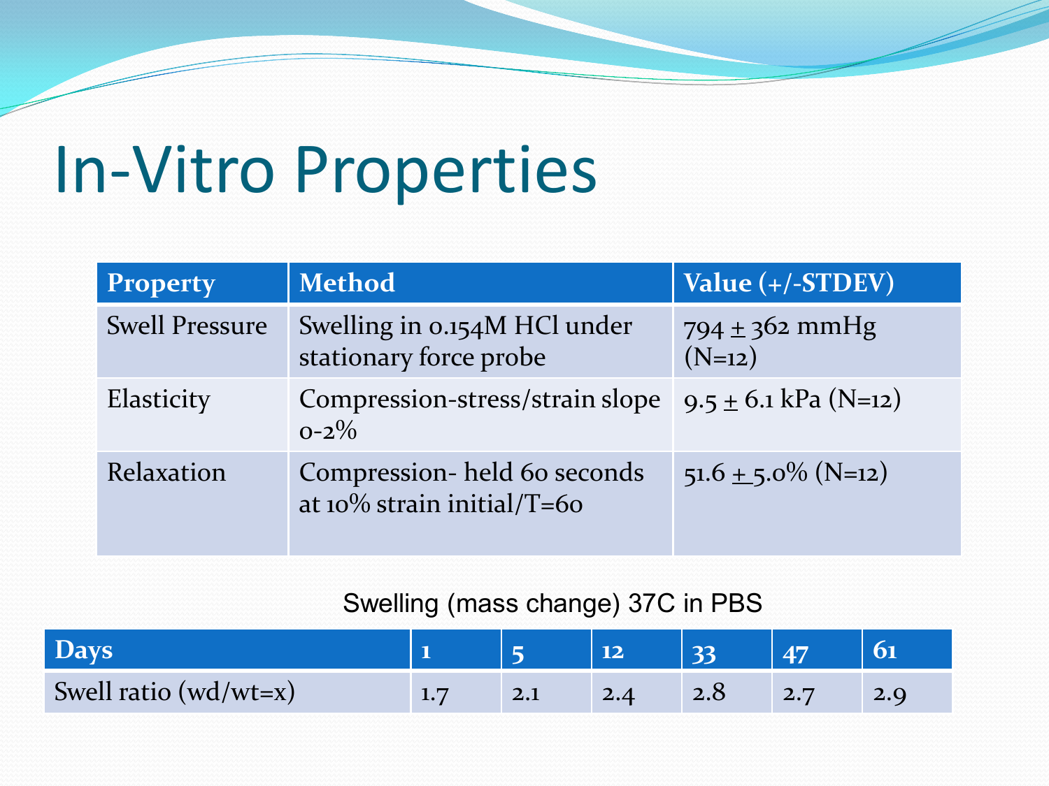# In-Vitro Properties

| Property | Method | Value (+/-STDEV) |
|---|---|---|
| Swell Pressure | Swelling in 0.154M HCl under stationary force probe | 794 $\pm$ 362 mmHg (N=12) |
| Elasticity | Compression-stress/strain slope 0-2% | 9.5 $\pm$ 6.1 kPa (N=12) |
| Relaxation | Compression- held 60 seconds at 10% strain initial/T=60 | 51.6 $\pm$ 5.0% (N=12) |

Swelling (mass change) 37C in PBS

| Days | 1 | 5 | 12 | 33 | 47 | 61 |
|---|---|---|---|---|---|---|
| Swell ratio (wd/wt=x) | 1.7 | 2.1 | 2.4 | 2.8 | 2.7 | 2.9 |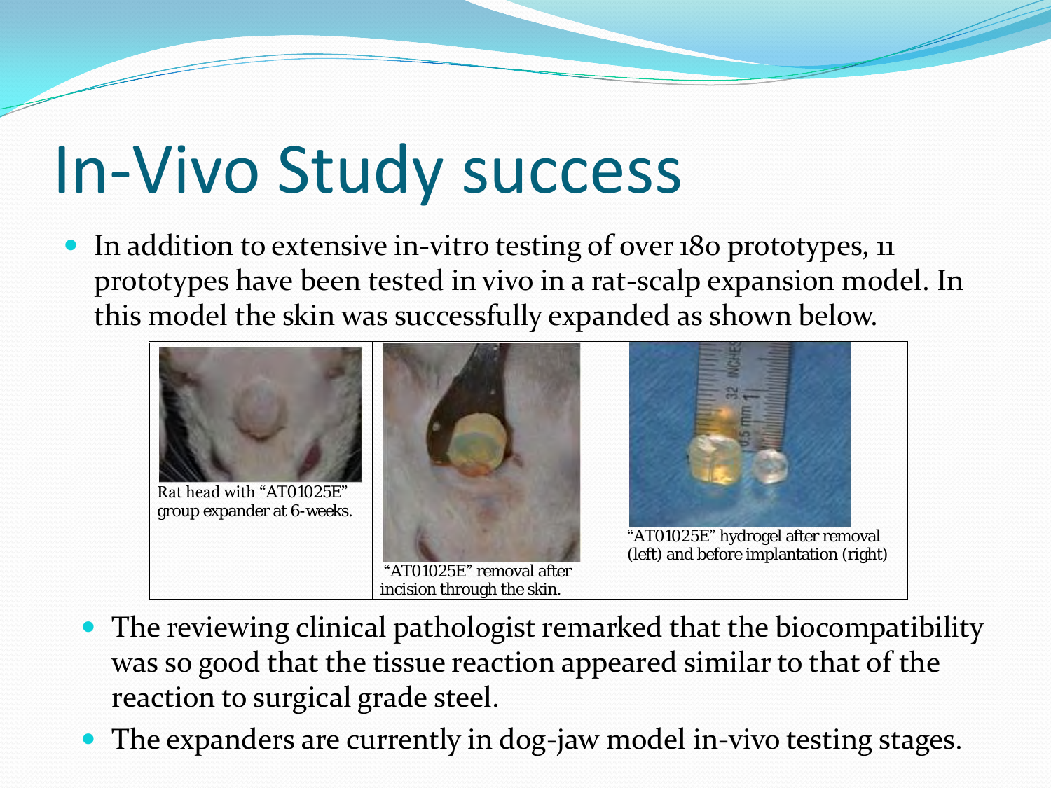# In-Vivo Study success

- In addition to extensive in-vitro testing of over 180 prototypes, 11 prototypes have been tested in vivo in a rat-scalp expansion model. In this model the skin was successfully expanded as shown below.

| Rat head with "AT01025E" group expander at 6-weeks. | "AT01025E" removal after incision through the skin. | "AT01025E" hydrogel after removal (left) and before implantation (right) |
|---|---|---|

  - The reviewing clinical pathologist remarked that the biocompatibility was so good that the tissue reaction appeared similar to that of the reaction to surgical grade steel.
  - The expanders are currently in dog-jaw model in-vivo testing stages.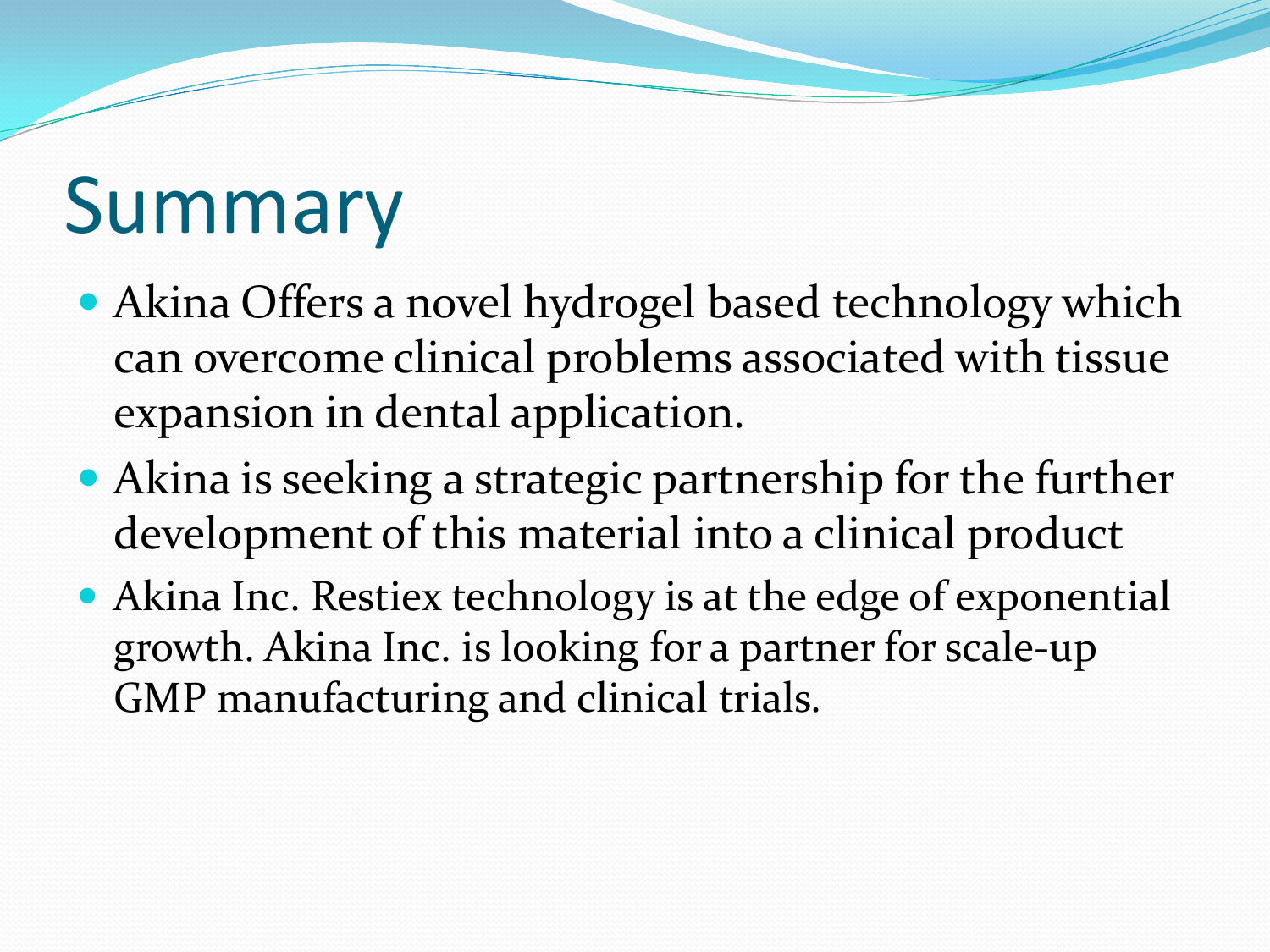# Summary

- Akina Offers a novel hydrogel based technology which can overcome clinical problems associated with tissue expansion in dental application.
- Akina is seeking a strategic partnership for the further development of this material into a clinical product
- Akina Inc. Restiex technology is at the edge of exponential growth. Akina Inc. is looking for a partner for scale-up GMP manufacturing and clinical trials.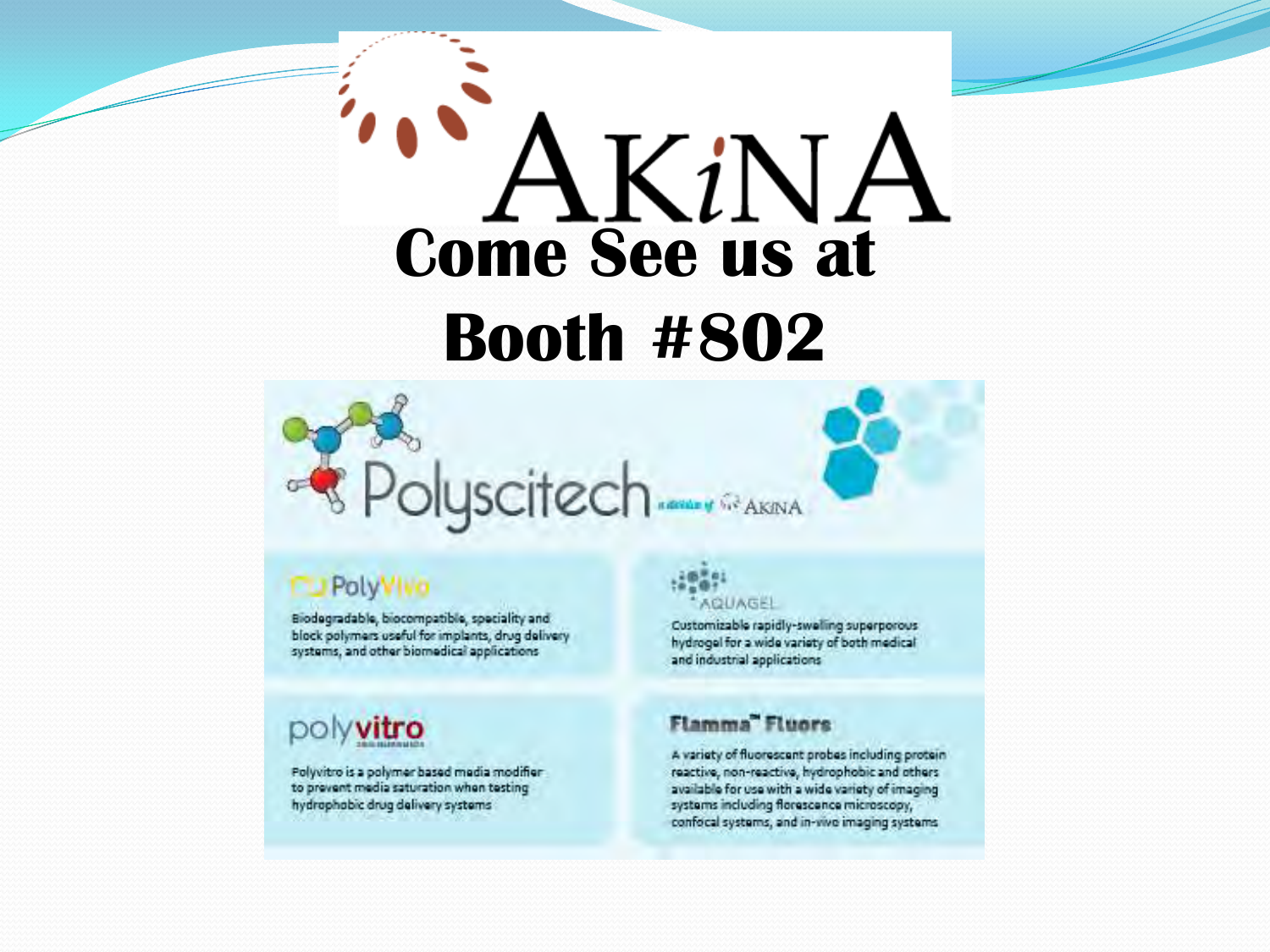# AKiNA

# Come See us at Booth #802

## Polyscitech

a division of AKINA

### PolyVivo

Biodegradable, biocompatible, speciality and block polymers useful for implants, drug delivery systems, and other biomedical applications

### AQUAGEL

Customizable rapidly-swelling superporous hydrogel for a wide variety of both medical and industrial applications

### polyvitro

Polyvitro is a polymer based media modifier to prevent media saturation when testing hydrophobic drug delivery systems

### Flamma™ Fluors

A variety of fluorescent probes including protein reactive, non-reactive, hydrophobic and others available for use with a wide variety of imaging systems including florescence microscopy, confocal systems, and in-vivo imaging systems